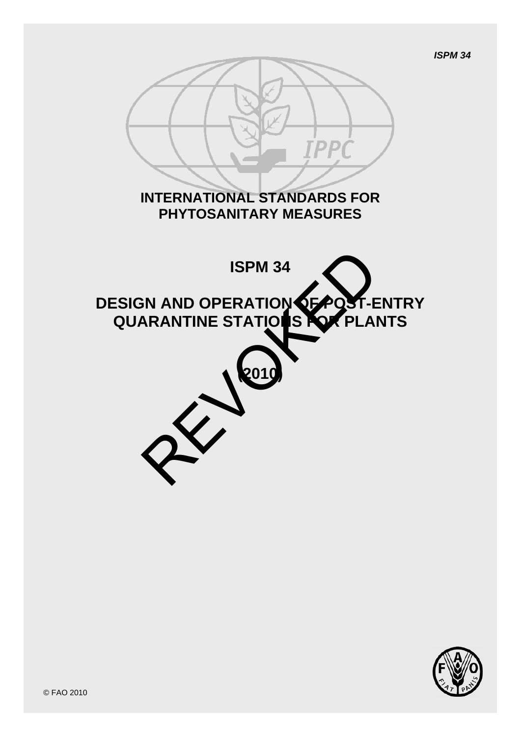# INTERNATIONAL STANDARDS FOR PHYTOSANITARY MEASURES

# ISPM 34

# DESIGN AND OPERATION OF POST-ENTRY QUARANTINE STATIONS FOR PLANTS

# (2010)

REVOKED

© FAO 2010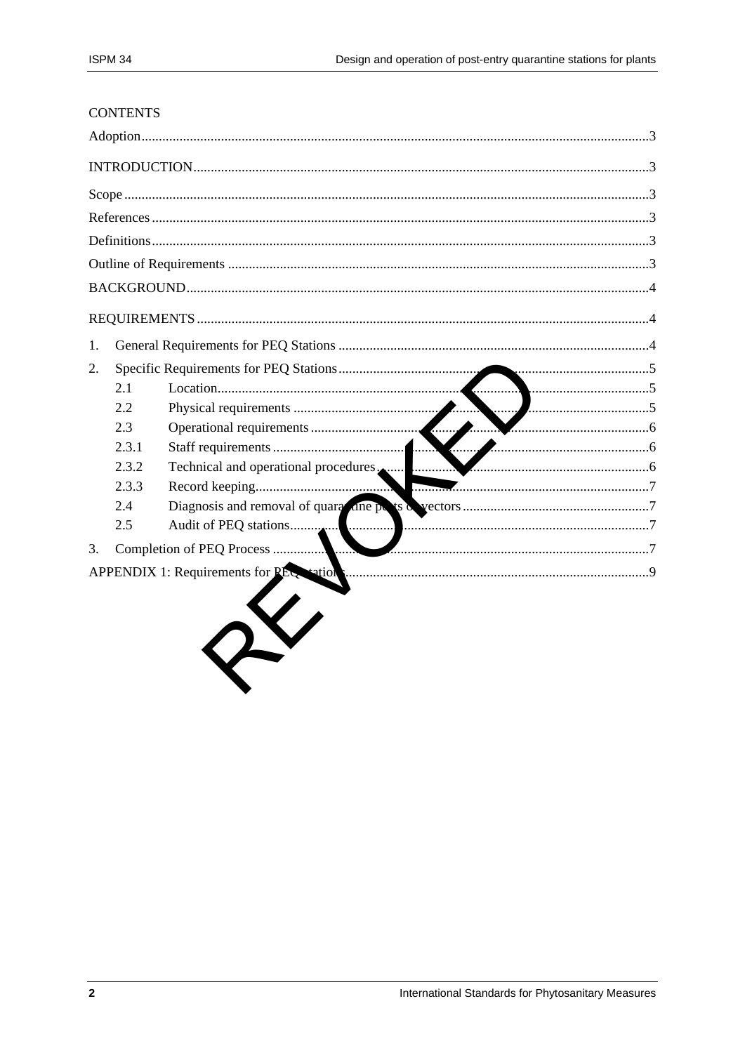CONTENTS

Adoption .....3

INTRODUCTION .....3

Scope .....3

References .....3

Definitions .....3

Outline of Requirements .....3

BACKGROUND .....4

REQUIREMENTS .....4

1. General Requirements for PEQ Stations .....4
2. Specific Requirements for PEQ Stations .....5
   - 2.1 Location .....5
   - 2.2 Physical requirements .....5
   - 2.3 Operational requirements .....6
   - 2.3.1 Staff requirements .....6
   - 2.3.2 Technical and operational procedures .....6
   - 2.3.3 Record keeping .....7
   - 2.4 Diagnosis and removal of quarantine pests or vectors .....7
   - 2.5 Audit of PEQ stations .....7
3. Completion of PEQ Process .....7

APPENDIX 1: Requirements for PEQ stations .....9

REVOKED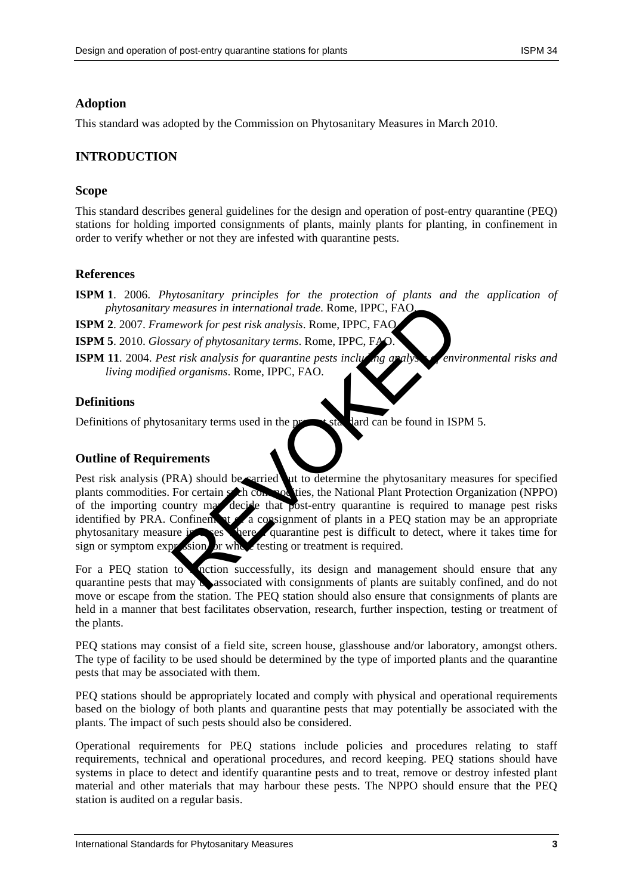## Adoption

This standard was adopted by the Commission on Phytosanitary Measures in March 2010.

## INTRODUCTION

### Scope

This standard describes general guidelines for the design and operation of post-entry quarantine (PEQ) stations for holding imported consignments of plants, mainly plants for planting, in confinement in order to verify whether or not they are infested with quarantine pests.

### References

**ISPM 1**. 2006. *Phytosanitary principles for the protection of plants and the application of phytosanitary measures in international trade*. Rome, IPPC, FAO.

**ISPM 2**. 2007. *Framework for pest risk analysis*. Rome, IPPC, FAO.

**ISPM 5**. 2010. *Glossary of phytosanitary terms*. Rome, IPPC, FAO.

**ISPM 11**. 2004. *Pest risk analysis for quarantine pests including analysis of environmental risks and living modified organisms*. Rome, IPPC, FAO.

### Definitions

Definitions of phytosanitary terms used in the present standard can be found in ISPM 5.

### Outline of Requirements

Pest risk analysis (PRA) should be carried out to determine the phytosanitary measures for specified plants commodities. For certain such commodities, the National Plant Protection Organization (NPPO) of the importing country may decide that post-entry quarantine is required to manage pest risks identified by PRA. Confinement of a consignment of plants in a PEQ station may be an appropriate phytosanitary measure in cases where a quarantine pest is difficult to detect, where it takes time for sign or symptom expression, or where testing or treatment is required.

For a PEQ station to function successfully, its design and management should ensure that any quarantine pests that may be associated with consignments of plants are suitably confined, and do not move or escape from the station. The PEQ station should also ensure that consignments of plants are held in a manner that best facilitates observation, research, further inspection, testing or treatment of the plants.

PEQ stations may consist of a field site, screen house, glasshouse and/or laboratory, amongst others. The type of facility to be used should be determined by the type of imported plants and the quarantine pests that may be associated with them.

PEQ stations should be appropriately located and comply with physical and operational requirements based on the biology of both plants and quarantine pests that may potentially be associated with the plants. The impact of such pests should also be considered.

Operational requirements for PEQ stations include policies and procedures relating to staff requirements, technical and operational procedures, and record keeping. PEQ stations should have systems in place to detect and identify quarantine pests and to treat, remove or destroy infested plant material and other materials that may harbour these pests. The NPPO should ensure that the PEQ station is audited on a regular basis.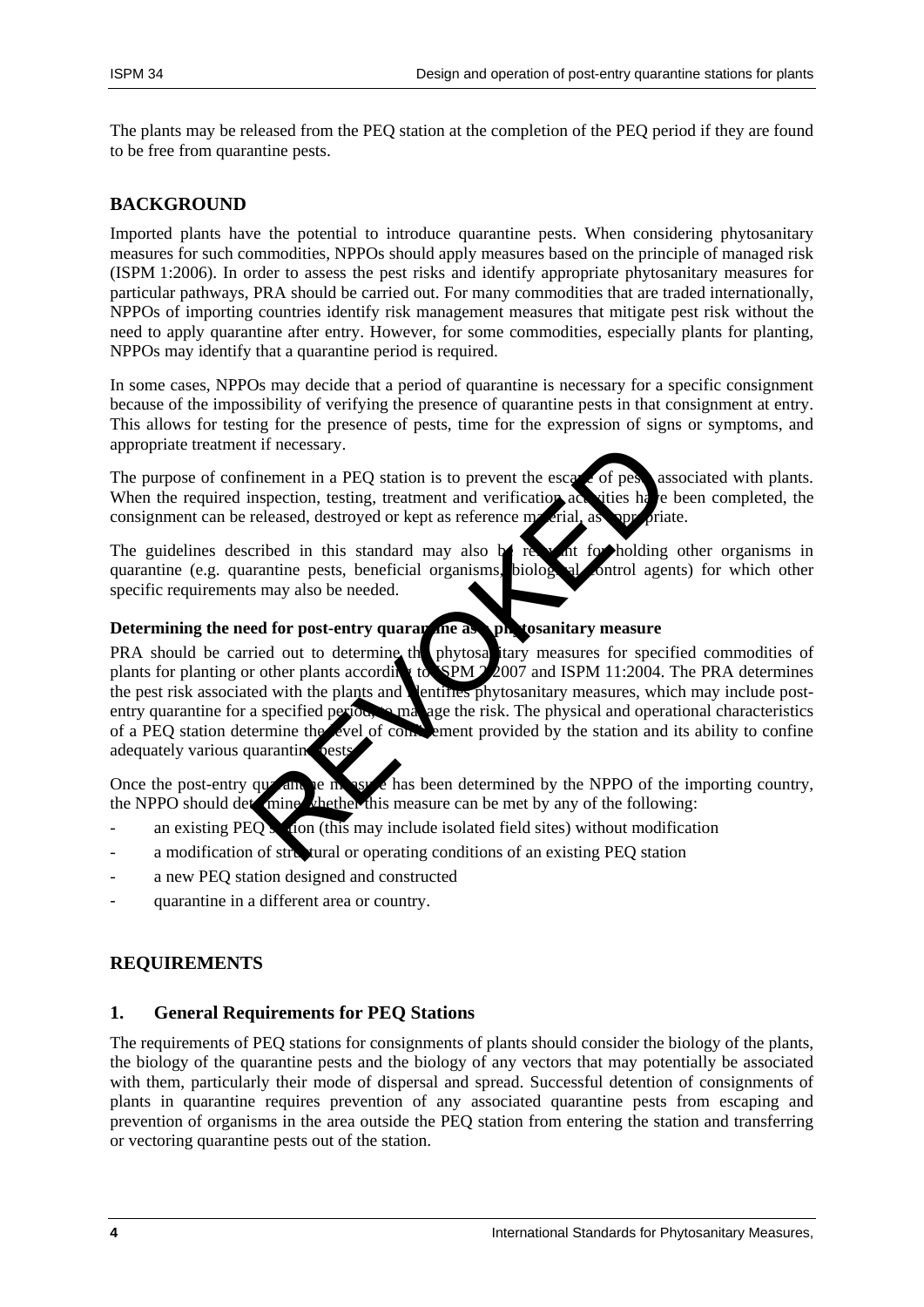The plants may be released from the PEQ station at the completion of the PEQ period if they are found to be free from quarantine pests.

## BACKGROUND

Imported plants have the potential to introduce quarantine pests. When considering phytosanitary measures for such commodities, NPPOs should apply measures based on the principle of managed risk (ISPM 1:2006). In order to assess the pest risks and identify appropriate phytosanitary measures for particular pathways, PRA should be carried out. For many commodities that are traded internationally, NPPOs of importing countries identify risk management measures that mitigate pest risk without the need to apply quarantine after entry. However, for some commodities, especially plants for planting, NPPOs may identify that a quarantine period is required.

In some cases, NPPOs may decide that a period of quarantine is necessary for a specific consignment because of the impossibility of verifying the presence of quarantine pests in that consignment at entry. This allows for testing for the presence of pests, time for the expression of signs or symptoms, and appropriate treatment if necessary.

The purpose of confinement in a PEQ station is to prevent the escape of pests associated with plants. When the required inspection, testing, treatment and verification activities have been completed, the consignment can be released, destroyed or kept as reference material, as appropriate.

The guidelines described in this standard may also be relevant for holding other organisms in quarantine (e.g. quarantine pests, beneficial organisms, biological control agents) for which other specific requirements may also be needed.

### Determining the need for post-entry quarantine as a phytosanitary measure

PRA should be carried out to determine the phytosanitary measures for specified commodities of plants for planting or other plants according to ISPM 2:2007 and ISPM 11:2004. The PRA determines the pest risk associated with the plants and identifies phytosanitary measures, which may include post-entry quarantine for a specified period, to manage the risk. The physical and operational characteristics of a PEQ station determine the level of confinement provided by the station and its ability to confine adequately various quarantine pests.

Once the post-entry quarantine measure has been determined by the NPPO of the importing country, the NPPO should determine whether this measure can be met by any of the following:

- an existing PEQ station (this may include isolated field sites) without modification
- a modification of structural or operating conditions of an existing PEQ station
- a new PEQ station designed and constructed
- quarantine in a different area or country.

## REQUIREMENTS

### 1. General Requirements for PEQ Stations

The requirements of PEQ stations for consignments of plants should consider the biology of the plants, the biology of the quarantine pests and the biology of any vectors that may potentially be associated with them, particularly their mode of dispersal and spread. Successful detention of consignments of plants in quarantine requires prevention of any associated quarantine pests from escaping and prevention of organisms in the area outside the PEQ station from entering the station and transferring or vectoring quarantine pests out of the station.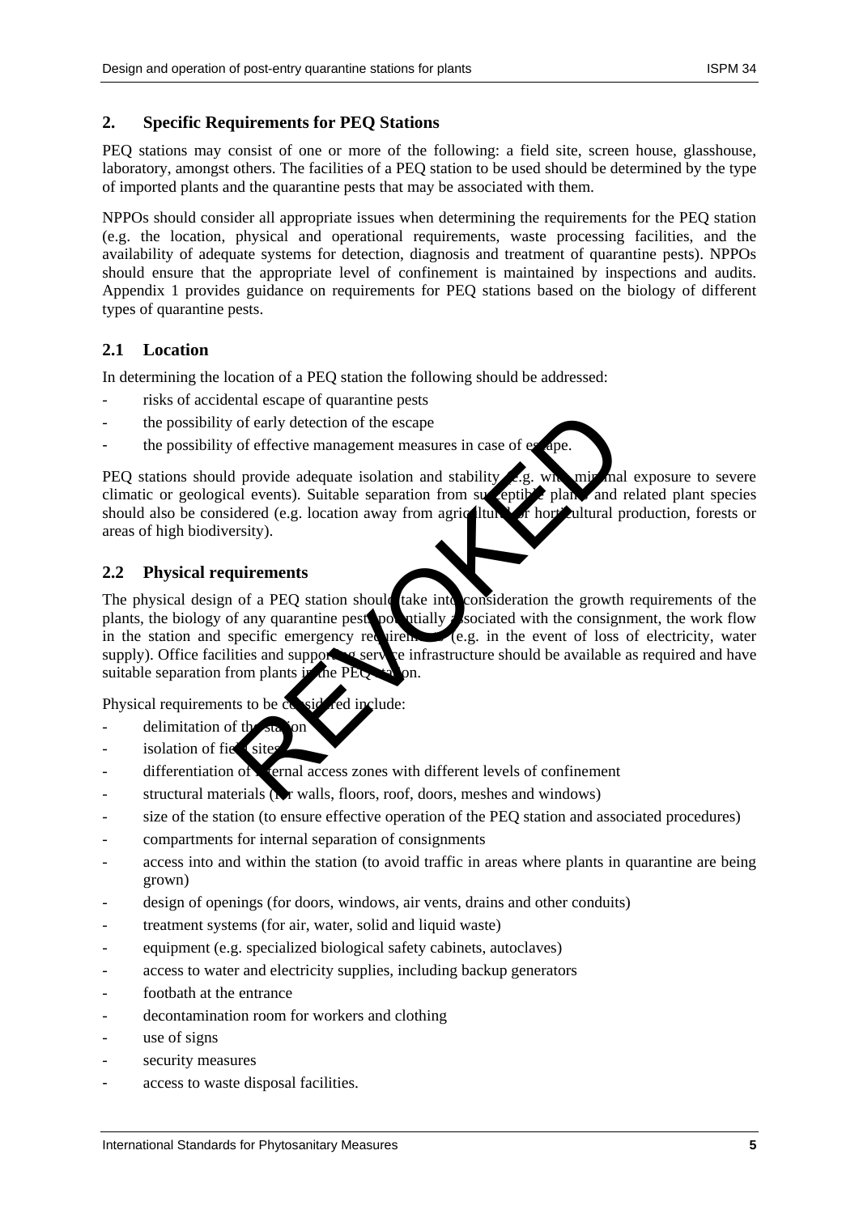## 2. Specific Requirements for PEQ Stations

PEQ stations may consist of one or more of the following: a field site, screen house, glasshouse, laboratory, amongst others. The facilities of a PEQ station to be used should be determined by the type of imported plants and the quarantine pests that may be associated with them.

NPPOs should consider all appropriate issues when determining the requirements for the PEQ station (e.g. the location, physical and operational requirements, waste processing facilities, and the availability of adequate systems for detection, diagnosis and treatment of quarantine pests). NPPOs should ensure that the appropriate level of confinement is maintained by inspections and audits. Appendix 1 provides guidance on requirements for PEQ stations based on the biology of different types of quarantine pests.

### 2.1 Location

In determining the location of a PEQ station the following should be addressed:

- risks of accidental escape of quarantine pests
- the possibility of early detection of the escape
- the possibility of effective management measures in case of escape.

PEQ stations should provide adequate isolation and stability (e.g. with minimal exposure to severe climatic or geological events). Suitable separation from susceptible plants and related plant species should also be considered (e.g. location away from agricultural or horticultural production, forests or areas of high biodiversity).

### 2.2 Physical requirements

The physical design of a PEQ station should take into consideration the growth requirements of the plants, the biology of any quarantine pests potentially associated with the consignment, the work flow in the station and specific emergency requirements (e.g. in the event of loss of electricity, water supply). Office facilities and supporting service infrastructure should be available as required and have suitable separation from plants in the PEQ station.

Physical requirements to be considered include:

- delimitation of the station
- isolation of field sites
- differentiation of internal access zones with different levels of confinement
- structural materials (for walls, floors, roof, doors, meshes and windows)
- size of the station (to ensure effective operation of the PEQ station and associated procedures)
- compartments for internal separation of consignments
- access into and within the station (to avoid traffic in areas where plants in quarantine are being grown)
- design of openings (for doors, windows, air vents, drains and other conduits)
- treatment systems (for air, water, solid and liquid waste)
- equipment (e.g. specialized biological safety cabinets, autoclaves)
- access to water and electricity supplies, including backup generators
- footbath at the entrance
- decontamination room for workers and clothing
- use of signs
- security measures
- access to waste disposal facilities.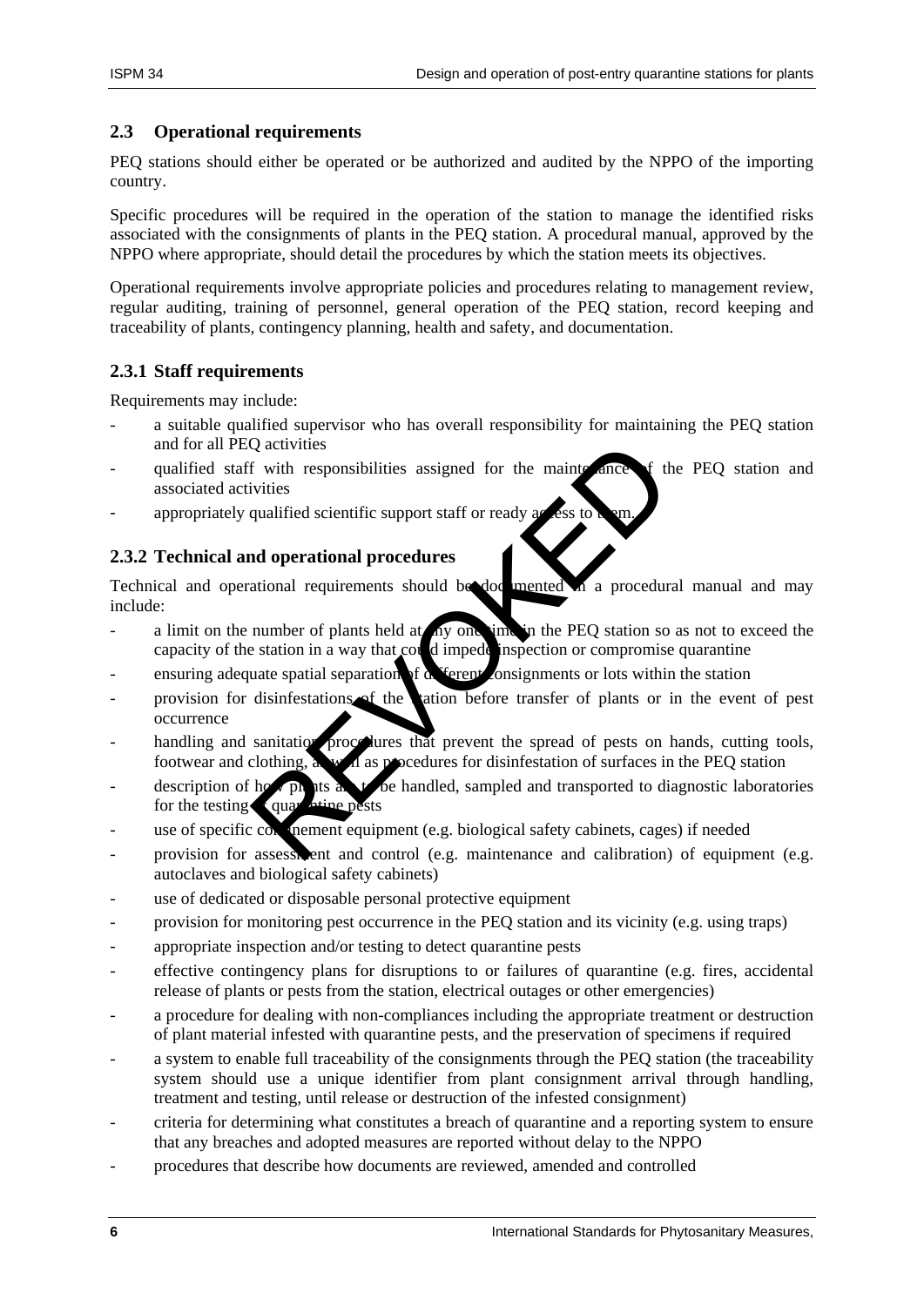## 2.3 Operational requirements

PEQ stations should either be operated or be authorized and audited by the NPPO of the importing country.

Specific procedures will be required in the operation of the station to manage the identified risks associated with the consignments of plants in the PEQ station. A procedural manual, approved by the NPPO where appropriate, should detail the procedures by which the station meets its objectives.

Operational requirements involve appropriate policies and procedures relating to management review, regular auditing, training of personnel, general operation of the PEQ station, record keeping and traceability of plants, contingency planning, health and safety, and documentation.

### 2.3.1 Staff requirements

Requirements may include:

- a suitable qualified supervisor who has overall responsibility for maintaining the PEQ station and for all PEQ activities
- qualified staff with responsibilities assigned for the maintenance of the PEQ station and associated activities
- appropriately qualified scientific support staff or ready access to them.

### 2.3.2 Technical and operational procedures

Technical and operational requirements should be documented in a procedural manual and may include:

- a limit on the number of plants held at any one time in the PEQ station so as not to exceed the capacity of the station in a way that could impede inspection or compromise quarantine
- ensuring adequate spatial separation of different consignments or lots within the station
- provision for disinfestations of the station before transfer of plants or in the event of pest occurrence
- handling and sanitation procedures that prevent the spread of pests on hands, cutting tools, footwear and clothing, as well as procedures for disinfestation of surfaces in the PEQ station
- description of how plants are to be handled, sampled and transported to diagnostic laboratories for the testing of quarantine pests
- use of specific containment equipment (e.g. biological safety cabinets, cages) if needed
- provision for assessment and control (e.g. maintenance and calibration) of equipment (e.g. autoclaves and biological safety cabinets)
- use of dedicated or disposable personal protective equipment
- provision for monitoring pest occurrence in the PEQ station and its vicinity (e.g. using traps)
- appropriate inspection and/or testing to detect quarantine pests
- effective contingency plans for disruptions to or failures of quarantine (e.g. fires, accidental release of plants or pests from the station, electrical outages or other emergencies)
- a procedure for dealing with non-compliances including the appropriate treatment or destruction of plant material infested with quarantine pests, and the preservation of specimens if required
- a system to enable full traceability of the consignments through the PEQ station (the traceability system should use a unique identifier from plant consignment arrival through handling, treatment and testing, until release or destruction of the infested consignment)
- criteria for determining what constitutes a breach of quarantine and a reporting system to ensure that any breaches and adopted measures are reported without delay to the NPPO
- procedures that describe how documents are reviewed, amended and controlled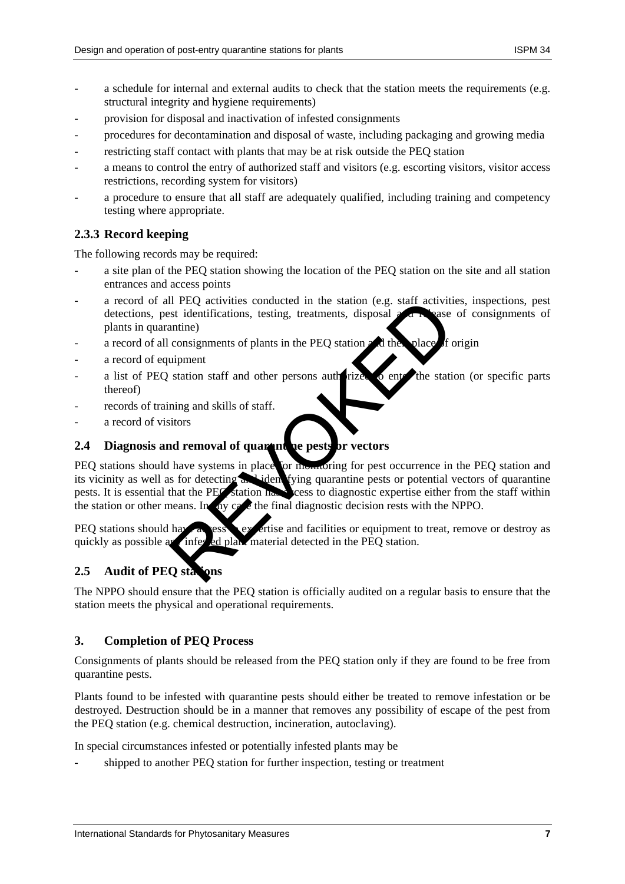- a schedule for internal and external audits to check that the station meets the requirements (e.g. structural integrity and hygiene requirements)
- provision for disposal and inactivation of infested consignments
- procedures for decontamination and disposal of waste, including packaging and growing media
- restricting staff contact with plants that may be at risk outside the PEQ station
- a means to control the entry of authorized staff and visitors (e.g. escorting visitors, visitor access restrictions, recording system for visitors)
- a procedure to ensure that all staff are adequately qualified, including training and competency testing where appropriate.

### 2.3.3 Record keeping

The following records may be required:

- a site plan of the PEQ station showing the location of the PEQ station on the site and all station entrances and access points
- a record of all PEQ activities conducted in the station (e.g. staff activities, inspections, pest detections, pest identifications, testing, treatments, disposal and release of consignments of plants in quarantine)
- a record of all consignments of plants in the PEQ station and their place of origin
- a record of equipment
- a list of PEQ station staff and other persons authorized to enter the station (or specific parts thereof)
- records of training and skills of staff.
- a record of visitors

## 2.4 Diagnosis and removal of quarantine pests or vectors

PEQ stations should have systems in place for monitoring for pest occurrence in the PEQ station and its vicinity as well as for detecting and identifying quarantine pests or potential vectors of quarantine pests. It is essential that the PEQ station has access to diagnostic expertise either from the staff within the station or other means. In any case the final diagnostic decision rests with the NPPO.

PEQ stations should have access to expertise and facilities or equipment to treat, remove or destroy as quickly as possible any infested plant material detected in the PEQ station.

## 2.5 Audit of PEQ stations

The NPPO should ensure that the PEQ station is officially audited on a regular basis to ensure that the station meets the physical and operational requirements.

# 3. Completion of PEQ Process

Consignments of plants should be released from the PEQ station only if they are found to be free from quarantine pests.

Plants found to be infested with quarantine pests should either be treated to remove infestation or be destroyed. Destruction should be in a manner that removes any possibility of escape of the pest from the PEQ station (e.g. chemical destruction, incineration, autoclaving).

In special circumstances infested or potentially infested plants may be

- shipped to another PEQ station for further inspection, testing or treatment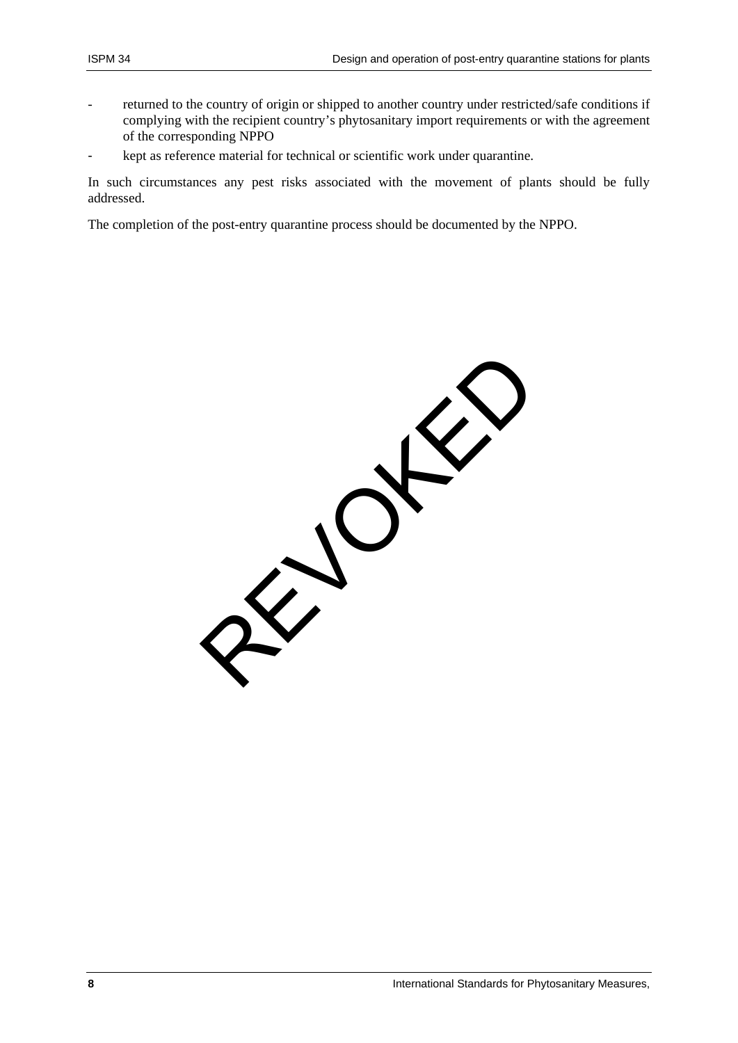- returned to the country of origin or shipped to another country under restricted/safe conditions if complying with the recipient country's phytosanitary import requirements or with the agreement of the corresponding NPPO
- kept as reference material for technical or scientific work under quarantine.

In such circumstances any pest risks associated with the movement of plants should be fully addressed.

The completion of the post-entry quarantine process should be documented by the NPPO.

REVOKED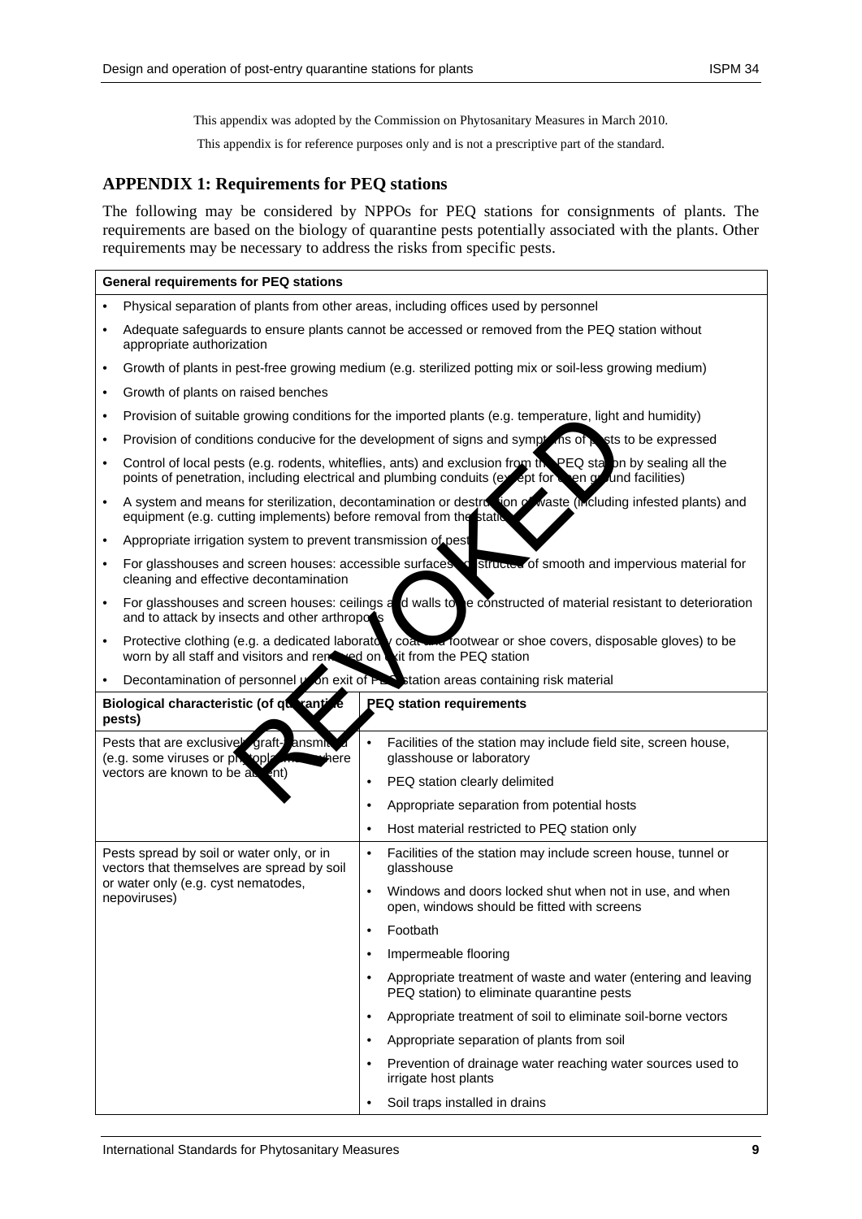This appendix was adopted by the Commission on Phytosanitary Measures in March 2010.

This appendix is for reference purposes only and is not a prescriptive part of the standard.

## APPENDIX 1: Requirements for PEQ stations

The following may be considered by NPPOs for PEQ stations for consignments of plants. The requirements are based on the biology of quarantine pests potentially associated with the plants. Other requirements may be necessary to address the risks from specific pests.

**General requirements for PEQ stations**

- Physical separation of plants from other areas, including offices used by personnel
- Adequate safeguards to ensure plants cannot be accessed or removed from the PEQ station without appropriate authorization
- Growth of plants in pest-free growing medium (e.g. sterilized potting mix or soil-less growing medium)
- Growth of plants on raised benches
- Provision of suitable growing conditions for the imported plants (e.g. temperature, light and humidity)
- Provision of conditions conducive for the development of signs and symptoms of pests to be expressed
- Control of local pests (e.g. rodents, whiteflies, ants) and exclusion from the PEQ station by sealing all the points of penetration, including electrical and plumbing conduits (except for open ground facilities)
- A system and means for sterilization, decontamination or destruction of waste (including infested plants) and equipment (e.g. cutting implements) before removal from the station
- Appropriate irrigation system to prevent transmission of pests
- For glasshouses and screen houses: accessible surfaces constructed of smooth and impervious material for cleaning and effective decontamination
- For glasshouses and screen houses: ceilings and walls to be constructed of material resistant to deterioration and to attack by insects and other arthropods
- Protective clothing (e.g. a dedicated laboratory coat, footwear or shoe covers, disposable gloves) to be worn by all staff and visitors and removed on exit from the PEQ station
- Decontamination of personnel upon exit of PEQ station areas containing risk material

| Biological characteristic (of quarantine pests) | PEQ station requirements |
|---|---|
| Pests that are exclusively graft-transmitted (e.g. some viruses or phytoplasmas where vectors are known to be absent) | • Facilities of the station may include field site, screen house, glasshouse or laboratory<br>• PEQ station clearly delimited<br>• Appropriate separation from potential hosts<br>• Host material restricted to PEQ station only |
| Pests spread by soil or water only, or in vectors that themselves are spread by soil or water only (e.g. cyst nematodes, nepoviruses) | • Facilities of the station may include screen house, tunnel or glasshouse<br>• Windows and doors locked shut when not in use, and when open, windows should be fitted with screens<br>• Footbath<br>• Impermeable flooring<br>• Appropriate treatment of waste and water (entering and leaving PEQ station) to eliminate quarantine pests<br>• Appropriate treatment of soil to eliminate soil-borne vectors<br>• Appropriate separation of plants from soil<br>• Prevention of drainage water reaching water sources used to irrigate host plants<br>• Soil traps installed in drains |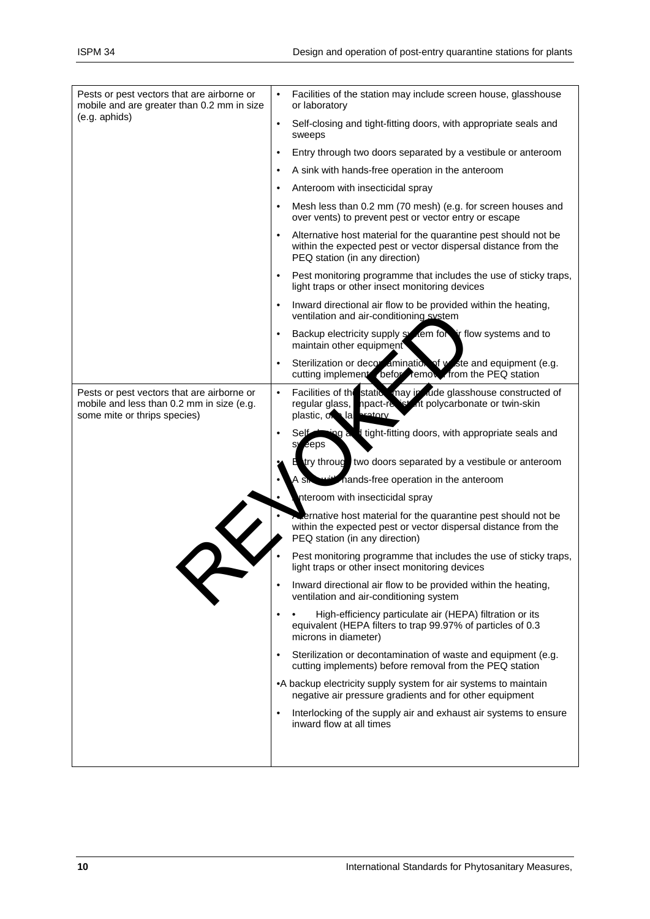| | |
|---|---|
| Pests or pest vectors that are airborne or mobile and are greater than 0.2 mm in size (e.g. aphids) | • Facilities of the station may include screen house, glasshouse or laboratory<br>• Self-closing and tight-fitting doors, with appropriate seals and sweeps<br>• Entry through two doors separated by a vestibule or anteroom<br>• A sink with hands-free operation in the anteroom<br>• Anteroom with insecticidal spray<br>• Mesh less than 0.2 mm (70 mesh) (e.g. for screen houses and over vents) to prevent pest or vector entry or escape<br>• Alternative host material for the quarantine pest should not be within the expected pest or vector dispersal distance from the PEQ station (in any direction)<br>• Pest monitoring programme that includes the use of sticky traps, light traps or other insect monitoring devices<br>• Inward directional air flow to be provided within the heating, ventilation and air-conditioning system<br>• Backup electricity supply system for air flow systems and to maintain other equipment<br>• Sterilization or decontamination of waste and equipment (e.g. cutting implements) before removal from the PEQ station |
| Pests or pest vectors that are airborne or mobile and less than 0.2 mm in size (e.g. some mite or thrips species) | • Facilities of the station may include glasshouse constructed of regular glass, impact-resistant polycarbonate or twin-skin plastic, or a laboratory<br>• Self-closing and tight-fitting doors, with appropriate seals and sweeps<br>• Entry through two doors separated by a vestibule or anteroom<br>• A sink with hands-free operation in the anteroom<br>• Anteroom with insecticidal spray<br>• Alternative host material for the quarantine pest should not be within the expected pest or vector dispersal distance from the PEQ station (in any direction)<br>• Pest monitoring programme that includes the use of sticky traps, light traps or other insect monitoring devices<br>• Inward directional air flow to be provided within the heating, ventilation and air-conditioning system<br>• • High-efficiency particulate air (HEPA) filtration or its equivalent (HEPA filters to trap 99.97% of particles of 0.3 microns in diameter)<br>• Sterilization or decontamination of waste and equipment (e.g. cutting implements) before removal from the PEQ station<br>•A backup electricity supply system for air systems to maintain negative air pressure gradients and for other equipment<br>• Interlocking of the supply air and exhaust air systems to ensure inward flow at all times |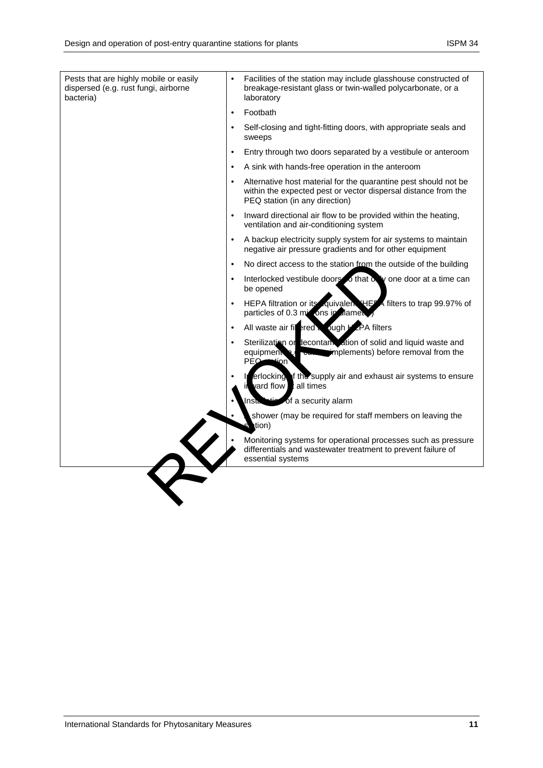| | |
|---|---|
| Pests that are highly mobile or easily dispersed (e.g. rust fungi, airborne bacteria) | • Facilities of the station may include glasshouse constructed of breakage-resistant glass or twin-walled polycarbonate, or a laboratory<br>• Footbath<br>• Self-closing and tight-fitting doors, with appropriate seals and sweeps<br>• Entry through two doors separated by a vestibule or anteroom<br>• A sink with hands-free operation in the anteroom<br>• Alternative host material for the quarantine pest should not be within the expected pest or vector dispersal distance from the PEQ station (in any direction)<br>• Inward directional air flow to be provided within the heating, ventilation and air-conditioning system<br>• A backup electricity supply system for air systems to maintain negative air pressure gradients and for other equipment<br>• No direct access to the station from the outside of the building<br>• Interlocked vestibule doors so that only one door at a time can be opened<br>• HEPA filtration or its equivalent (HEPA filters to trap 99.97% of particles of 0.3 microns in diameter)<br>• All waste air filtered through HEPA filters<br>• Sterilization or decontamination of solid and liquid waste and equipment (e.g. cutting implements) before removal from the PEQ station<br>• Interlocking of the supply air and exhaust air systems to ensure inward flow at all times<br>• Installation of a security alarm<br>• A shower (may be required for staff members on leaving the station)<br>• Monitoring systems for operational processes such as pressure differentials and wastewater treatment to prevent failure of essential systems |

REVOKED